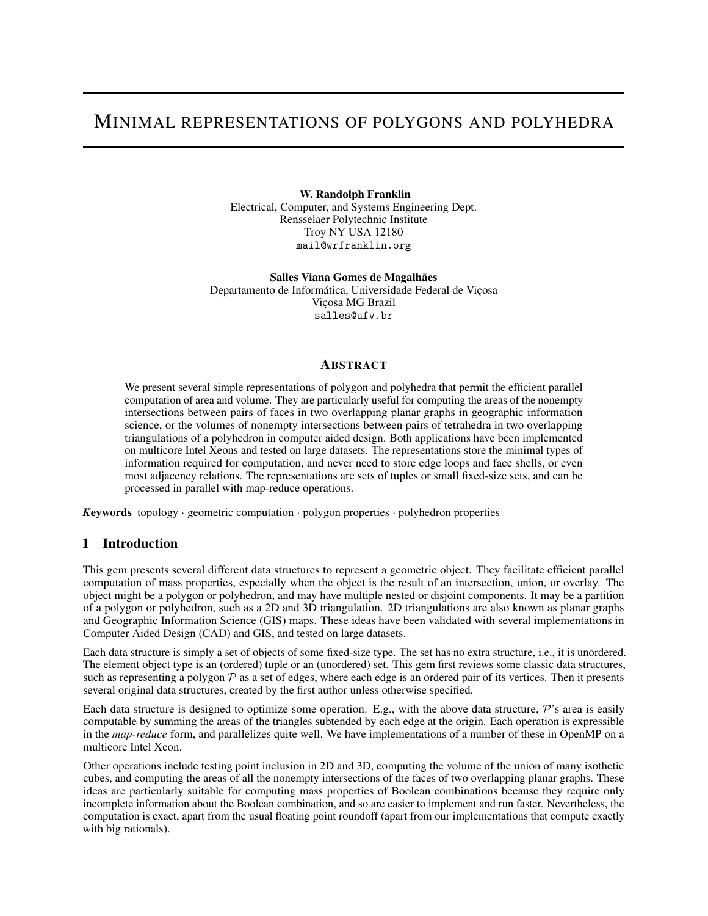# MINIMAL REPRESENTATIONS OF POLYGONS AND POLYHEDRA

**W. Randolph Franklin**
Electrical, Computer, and Systems Engineering Dept.
Rensselaer Polytechnic Institute
Troy NY USA 12180
mail@wrfranklin.org

**Salles Viana Gomes de Magalhães**
Departamento de Informática, Universidade Federal de Viçosa
Viçosa MG Brazil
salles@ufv.br

## ABSTRACT

We present several simple representations of polygon and polyhedra that permit the efficient parallel computation of area and volume. They are particularly useful for computing the areas of the nonempty intersections between pairs of faces in two overlapping planar graphs in geographic information science, or the volumes of nonempty intersections between pairs of tetrahedra in two overlapping triangulations of a polyhedron in computer aided design. Both applications have been implemented on multicore Intel Xeons and tested on large datasets. The representations store the minimal types of information required for computation, and never need to store edge loops and face shells, or even most adjacency relations. The representations are sets of tuples or small fixed-size sets, and can be processed in parallel with map-reduce operations.

***Keywords*** topology · geometric computation · polygon properties · polyhedron properties

## 1 Introduction

This gem presents several different data structures to represent a geometric object. They facilitate efficient parallel computation of mass properties, especially when the object is the result of an intersection, union, or overlay. The object might be a polygon or polyhedron, and may have multiple nested or disjoint components. It may be a partition of a polygon or polyhedron, such as a 2D and 3D triangulation. 2D triangulations are also known as planar graphs and Geographic Information Science (GIS) maps. These ideas have been validated with several implementations in Computer Aided Design (CAD) and GIS, and tested on large datasets.

Each data structure is simply a set of objects of some fixed-size type. The set has no extra structure, i.e., it is unordered. The element object type is an (ordered) tuple or an (unordered) set. This gem first reviews some classic data structures, such as representing a polygon $\mathcal{P}$ as a set of edges, where each edge is an ordered pair of its vertices. Then it presents several original data structures, created by the first author unless otherwise specified.

Each data structure is designed to optimize some operation. E.g., with the above data structure, $\mathcal{P}$'s area is easily computable by summing the areas of the triangles subtended by each edge at the origin. Each operation is expressible in the *map-reduce* form, and parallelizes quite well. We have implementations of a number of these in OpenMP on a multicore Intel Xeon.

Other operations include testing point inclusion in 2D and 3D, computing the volume of the union of many isothetic cubes, and computing the areas of all the nonempty intersections of the faces of two overlapping planar graphs. These ideas are particularly suitable for computing mass properties of Boolean combinations because they require only incomplete information about the Boolean combination, and so are easier to implement and run faster. Nevertheless, the computation is exact, apart from the usual floating point roundoff (apart from our implementations that compute exactly with big rationals).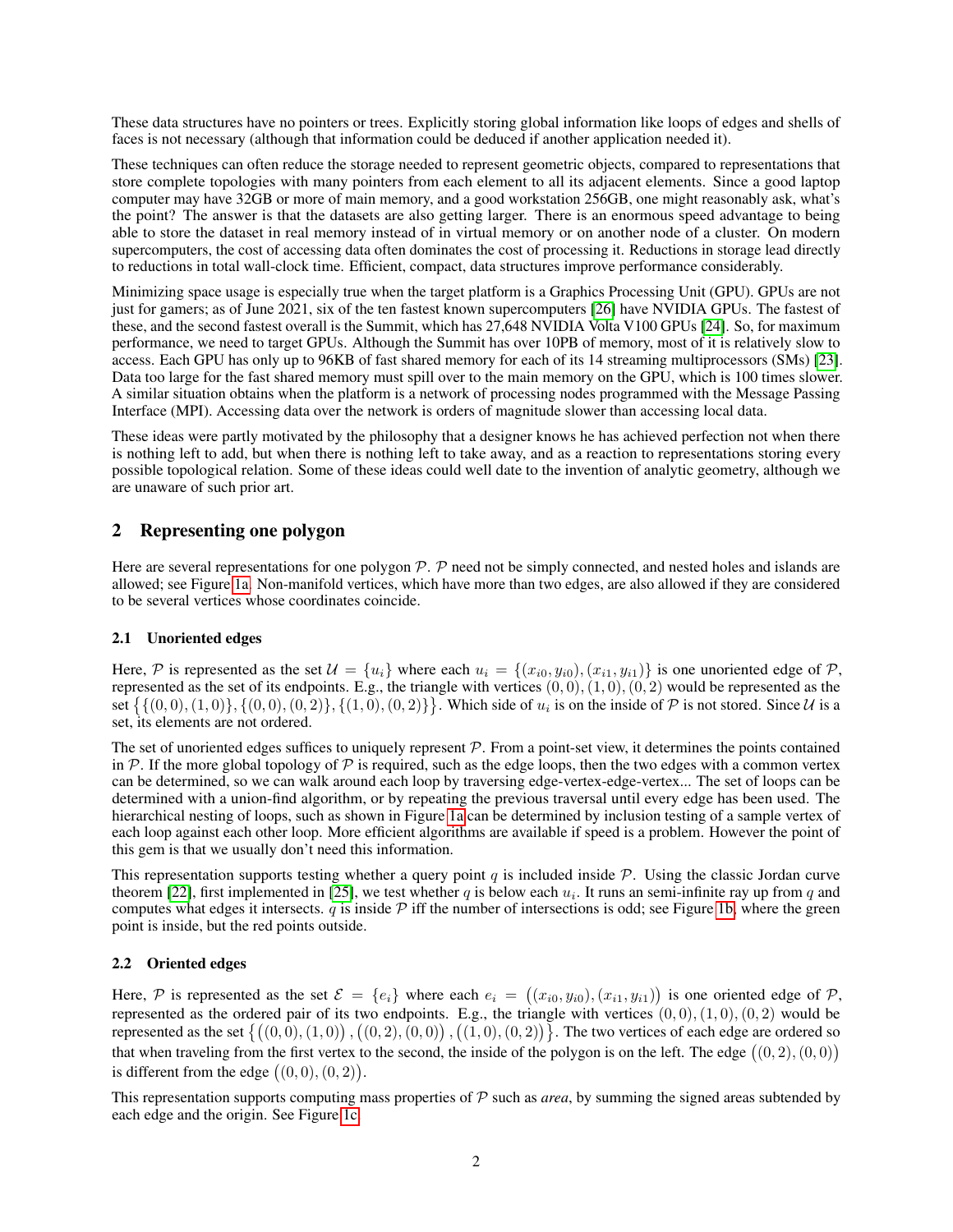These data structures have no pointers or trees. Explicitly storing global information like loops of edges and shells of faces is not necessary (although that information could be deduced if another application needed it).

These techniques can often reduce the storage needed to represent geometric objects, compared to representations that store complete topologies with many pointers from each element to all its adjacent elements. Since a good laptop computer may have 32GB or more of main memory, and a good workstation 256GB, one might reasonably ask, what's the point? The answer is that the datasets are also getting larger. There is an enormous speed advantage to being able to store the dataset in real memory instead of in virtual memory or on another node of a cluster. On modern supercomputers, the cost of accessing data often dominates the cost of processing it. Reductions in storage lead directly to reductions in total wall-clock time. Efficient, compact, data structures improve performance considerably.

Minimizing space usage is especially true when the target platform is a Graphics Processing Unit (GPU). GPUs are not just for gamers; as of June 2021, six of the ten fastest known supercomputers [26] have NVIDIA GPUs. The fastest of these, and the second fastest overall is the Summit, which has 27,648 NVIDIA Volta V100 GPUs [24]. So, for maximum performance, we need to target GPUs. Although the Summit has over 10PB of memory, most of it is relatively slow to access. Each GPU has only up to 96KB of fast shared memory for each of its 14 streaming multiprocessors (SMs) [23]. Data too large for the fast shared memory must spill over to the main memory on the GPU, which is 100 times slower. A similar situation obtains when the platform is a network of processing nodes programmed with the Message Passing Interface (MPI). Accessing data over the network is orders of magnitude slower than accessing local data.

These ideas were partly motivated by the philosophy that a designer knows he has achieved perfection not when there is nothing left to add, but when there is nothing left to take away, and as a reaction to representations storing every possible topological relation. Some of these ideas could well date to the invention of analytic geometry, although we are unaware of such prior art.

## 2 Representing one polygon

Here are several representations for one polygon $\mathcal{P}$. $\mathcal{P}$ need not be simply connected, and nested holes and islands are allowed; see Figure 1a. Non-manifold vertices, which have more than two edges, are also allowed if they are considered to be several vertices whose coordinates coincide.

### 2.1 Unoriented edges

Here, $\mathcal{P}$ is represented as the set $\mathcal{U} = \{u_i\}$ where each $u_i = \{(x_{i0}, y_{i0}), (x_{i1}, y_{i1})\}$ is one unoriented edge of $\mathcal{P}$, represented as the set of its endpoints. E.g., the triangle with vertices $(0,0), (1,0), (0,2)$ would be represented as the set $\{\{(0,0),(1,0)\}, \{(0,0),(0,2)\}, \{(1,0),(0,2)\}\}$. Which side of $u_i$ is on the inside of $\mathcal{P}$ is not stored. Since $\mathcal{U}$ is a set, its elements are not ordered.

The set of unoriented edges suffices to uniquely represent $\mathcal{P}$. From a point-set view, it determines the points contained in $\mathcal{P}$. If the more global topology of $\mathcal{P}$ is required, such as the edge loops, then the two edges with a common vertex can be determined, so we can walk around each loop by traversing edge-vertex-edge-vertex... The set of loops can be determined with a union-find algorithm, or by repeating the previous traversal until every edge has been used. The hierarchical nesting of loops, such as shown in Figure 1a can be determined by inclusion testing of a sample vertex of each loop against each other loop. More efficient algorithms are available if speed is a problem. However the point of this gem is that we usually don't need this information.

This representation supports testing whether a query point $q$ is included inside $\mathcal{P}$. Using the classic Jordan curve theorem [22], first implemented in [25], we test whether $q$ is below each $u_i$. It runs an semi-infinite ray up from $q$ and computes what edges it intersects. $q$ is inside $\mathcal{P}$ iff the number of intersections is odd; see Figure 1b, where the green point is inside, but the red points outside.

### 2.2 Oriented edges

Here, $\mathcal{P}$ is represented as the set $\mathcal{E} = \{e_i\}$ where each $e_i = \big((x_{i0}, y_{i0}), (x_{i1}, y_{i1})\big)$ is one oriented edge of $\mathcal{P}$, represented as the ordered pair of its two endpoints. E.g., the triangle with vertices $(0,0), (1,0), (0,2)$ would be represented as the set $\big\{\big((0,0),(1,0)\big), \big((0,2),(0,0)\big), \big((1,0),(0,2)\big)\big\}$. The two vertices of each edge are ordered so that when traveling from the first vertex to the second, the inside of the polygon is on the left. The edge $\big((0,2),(0,0)\big)$ is different from the edge $\big((0,0),(0,2)\big)$.

This representation supports computing mass properties of $\mathcal{P}$ such as *area*, by summing the signed areas subtended by each edge and the origin. See Figure 1c.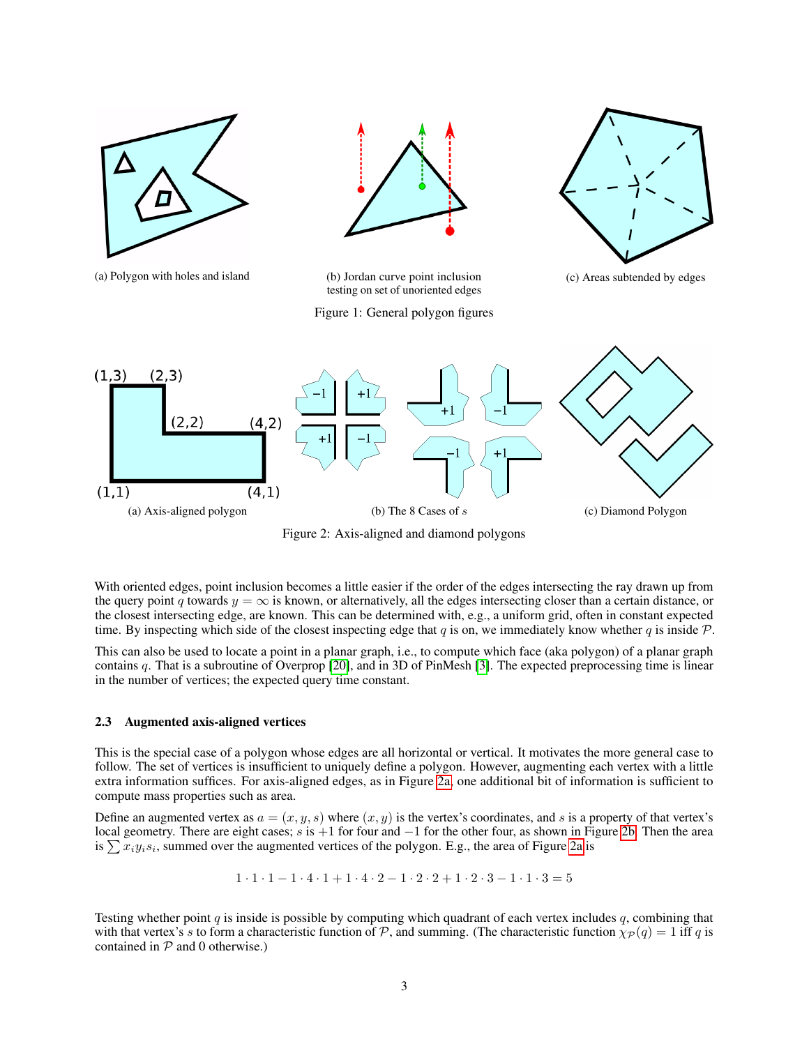(a) Polygon with holes and island

(b) Jordan curve point inclusion testing on set of unoriented edges

(c) Areas subtended by edges

Figure 1: General polygon figures

(a) Axis-aligned polygon

(b) The 8 Cases of $s$

(c) Diamond Polygon

Figure 2: Axis-aligned and diamond polygons

With oriented edges, point inclusion becomes a little easier if the order of the edges intersecting the ray drawn up from the query point $q$ towards $y = \infty$ is known, or alternatively, all the edges intersecting closer than a certain distance, or the closest intersecting edge, are known. This can be determined with, e.g., a uniform grid, often in constant expected time. By inspecting which side of the closest inspecting edge that $q$ is on, we immediately know whether $q$ is inside $\mathcal{P}$.

This can also be used to locate a point in a planar graph, i.e., to compute which face (aka polygon) of a planar graph contains $q$. That is a subroutine of Overprop [20], and in 3D of PinMesh [3]. The expected preprocessing time is linear in the number of vertices; the expected query time constant.

### 2.3 Augmented axis-aligned vertices

This is the special case of a polygon whose edges are all horizontal or vertical. It motivates the more general case to follow. The set of vertices is insufficient to uniquely define a polygon. However, augmenting each vertex with a little extra information suffices. For axis-aligned edges, as in Figure 2a, one additional bit of information is sufficient to compute mass properties such as area.

Define an augmented vertex as $a = (x, y, s)$ where $(x, y)$ is the vertex's coordinates, and $s$ is a property of that vertex's local geometry. There are eight cases; $s$ is $+1$ for four and $-1$ for the other four, as shown in Figure 2b. Then the area is $\sum x_i y_i s_i$, summed over the augmented vertices of the polygon. E.g., the area of Figure 2a is

$$1 \cdot 1 \cdot 1 - 1 \cdot 4 \cdot 1 + 1 \cdot 4 \cdot 2 - 1 \cdot 2 \cdot 2 + 1 \cdot 2 \cdot 3 - 1 \cdot 1 \cdot 3 = 5$$

Testing whether point $q$ is inside is possible by computing which quadrant of each vertex includes $q$, combining that with that vertex's $s$ to form a characteristic function of $\mathcal{P}$, and summing. (The characteristic function $\chi_{\mathcal{P}}(q) = 1$ iff $q$ is contained in $\mathcal{P}$ and 0 otherwise.)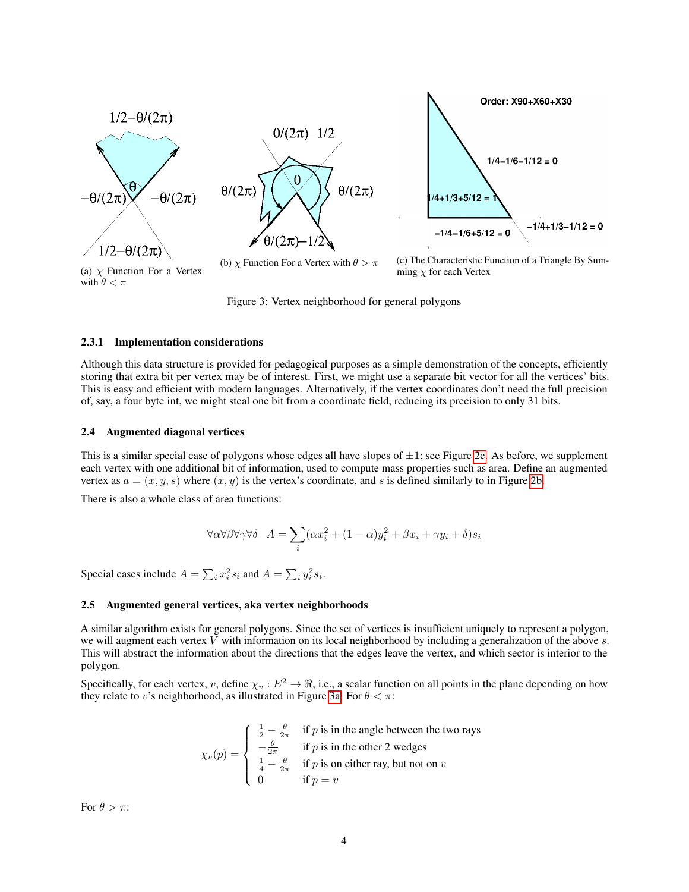(a) $\chi$ Function For a Vertex with $\theta < \pi$

(b) $\chi$ Function For a Vertex with $\theta > \pi$

(c) The Characteristic Function of a Triangle By Summing $\chi$ for each Vertex

Figure 3: Vertex neighborhood for general polygons

### 2.3.1 Implementation considerations

Although this data structure is provided for pedagogical purposes as a simple demonstration of the concepts, efficiently storing that extra bit per vertex may be of interest. First, we might use a separate bit vector for all the vertices' bits. This is easy and efficient with modern languages. Alternatively, if the vertex coordinates don't need the full precision of, say, a four byte int, we might steal one bit from a coordinate field, reducing its precision to only 31 bits.

## 2.4 Augmented diagonal vertices

This is a similar special case of polygons whose edges all have slopes of $\pm 1$; see Figure 2c. As before, we supplement each vertex with one additional bit of information, used to compute mass properties such as area. Define an augmented vertex as $a = (x, y, s)$ where $(x, y)$ is the vertex's coordinate, and $s$ is defined similarly to in Figure 2b.

There is also a whole class of area functions:

$$\forall\alpha\forall\beta\forall\gamma\forall\delta \quad A = \sum_i (\alpha x_i^2 + (1-\alpha)y_i^2 + \beta x_i + \gamma y_i + \delta)s_i$$

Special cases include $A = \sum_i x_i^2 s_i$ and $A = \sum_i y_i^2 s_i$.

## 2.5 Augmented general vertices, aka vertex neighborhoods

A similar algorithm exists for general polygons. Since the set of vertices is insufficient uniquely to represent a polygon, we will augment each vertex $V$ with information on its local neighborhood by including a generalization of the above $s$. This will abstract the information about the directions that the edges leave the vertex, and which sector is interior to the polygon.

Specifically, for each vertex, $v$, define $\chi_v : E^2 \to \Re$, i.e., a scalar function on all points in the plane depending on how they relate to $v$'s neighborhood, as illustrated in Figure 3a. For $\theta < \pi$:

$$\chi_v(p) = \begin{cases} \frac{1}{2} - \frac{\theta}{2\pi} & \text{if } p \text{ is in the angle between the two rays} \\ -\frac{\theta}{2\pi} & \text{if } p \text{ is in the other 2 wedges} \\ \frac{1}{4} - \frac{\theta}{2\pi} & \text{if } p \text{ is on either ray, but not on } v \\ 0 & \text{if } p = v \end{cases}$$

For $\theta > \pi$: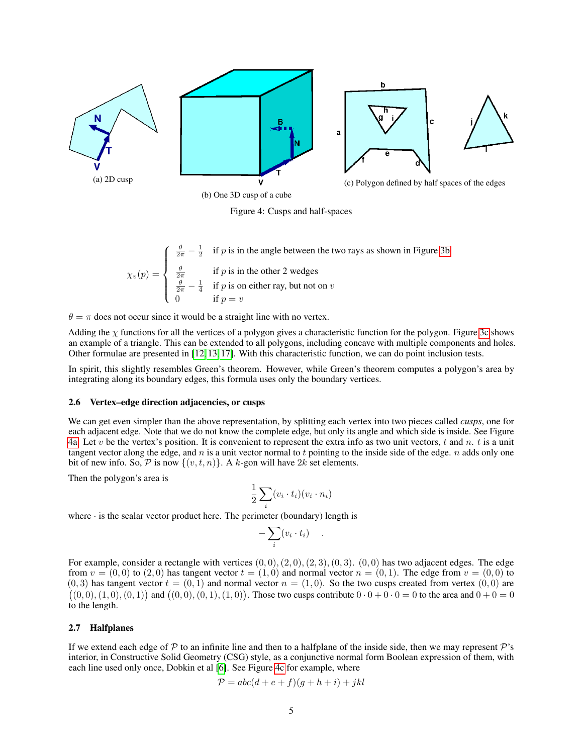(a) 2D cusp

(b) One 3D cusp of a cube

(c) Polygon defined by half spaces of the edges

Figure 4: Cusps and half-spaces

$$\chi_v(p) = \begin{cases} \frac{\theta}{2\pi} - \frac{1}{2} & \text{if } p \text{ is in the angle between the two rays as shown in Figure 3b} \\ \frac{\theta}{2\pi} & \text{if } p \text{ is in the other 2 wedges} \\ \frac{\theta}{2\pi} - \frac{1}{4} & \text{if } p \text{ is on either ray, but not on } v \\ 0 & \text{if } p = v \end{cases}$$

$\theta = \pi$ does not occur since it would be a straight line with no vertex.

Adding the $\chi$ functions for all the vertices of a polygon gives a characteristic function for the polygon. Figure 3c shows an example of a triangle. This can be extended to all polygons, including concave with multiple components and holes. Other formulae are presented in [12, 13, 17]. With this characteristic function, we can do point inclusion tests.

In spirit, this slightly resembles Green's theorem. However, while Green's theorem computes a polygon's area by integrating along its boundary edges, this formula uses only the boundary vertices.

### 2.6 Vertex–edge direction adjacencies, or cusps

We can get even simpler than the above representation, by splitting each vertex into two pieces called *cusps*, one for each adjacent edge. Note that we do not know the complete edge, but only its angle and which side is inside. See Figure 4a. Let $v$ be the vertex's position. It is convenient to represent the extra info as two unit vectors, $t$ and $n$. $t$ is a unit tangent vector along the edge, and $n$ is a unit vector normal to $t$ pointing to the inside side of the edge. $n$ adds only one bit of new info. So, $\mathcal{P}$ is now $\{(v, t, n)\}$. A $k$-gon will have $2k$ set elements.

Then the polygon's area is

$$\frac{1}{2} \sum_i (v_i \cdot t_i)(v_i \cdot n_i)$$

where $\cdot$ is the scalar vector product here. The perimeter (boundary) length is

$$-\sum_i (v_i \cdot t_i) \quad .$$

For example, consider a rectangle with vertices $(0, 0), (2, 0), (2, 3), (0, 3)$. $(0, 0)$ has two adjacent edges. The edge from $v = (0, 0)$ to $(2, 0)$ has tangent vector $t = (1, 0)$ and normal vector $n = (0, 1)$. The edge from $v = (0, 0)$ to $(0, 3)$ has tangent vector $t = (0, 1)$ and normal vector $n = (1, 0)$. So the two cusps created from vertex $(0, 0)$ are $\big((0, 0), (1, 0), (0, 1)\big)$ and $\big((0, 0), (0, 1), (1, 0)\big)$. Those two cusps contribute $0 \cdot 0 + 0 \cdot 0 = 0$ to the area and $0 + 0 = 0$ to the length.

### 2.7 Halfplanes

If we extend each edge of $\mathcal{P}$ to an infinite line and then to a halfplane of the inside side, then we may represent $\mathcal{P}$'s interior, in Constructive Solid Geometry (CSG) style, as a conjunctive normal form Boolean expression of them, with each line used only once, Dobkin et al [6]. See Figure 4c for example, where

$$\mathcal{P} = abc(d + e + f)(g + h + i) + jkl$$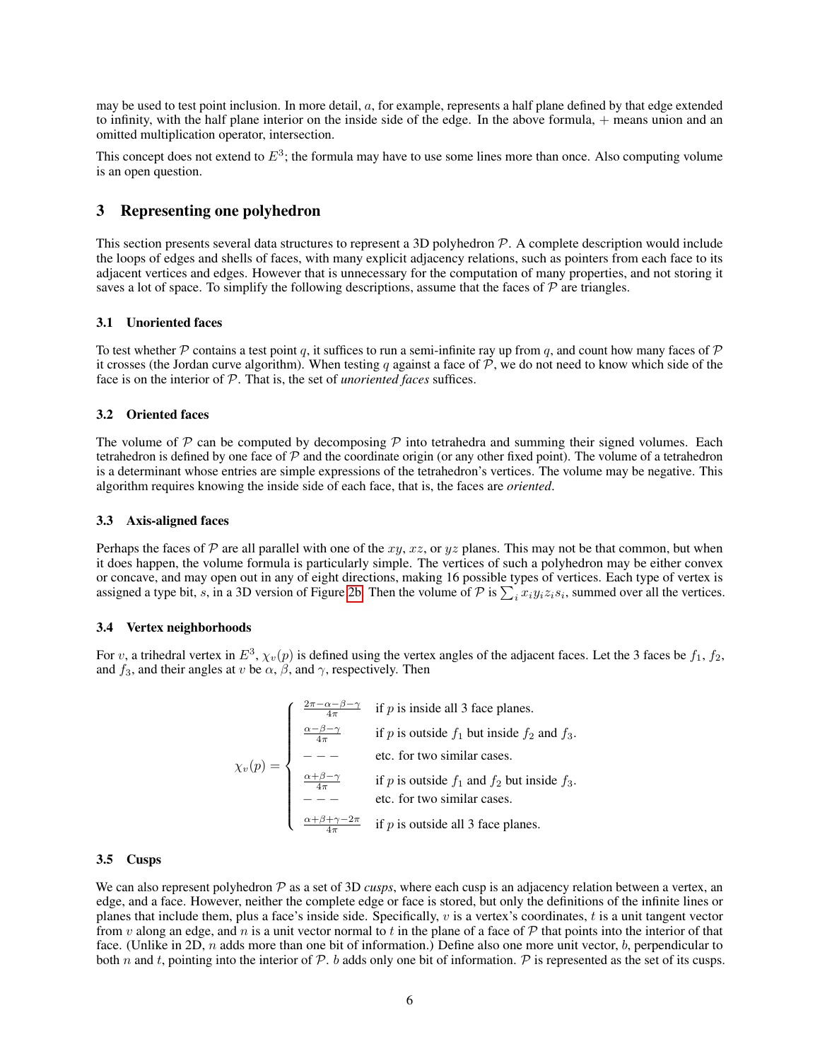may be used to test point inclusion. In more detail, $a$, for example, represents a half plane defined by that edge extended to infinity, with the half plane interior on the inside side of the edge. In the above formula, $+$ means union and an omitted multiplication operator, intersection.

This concept does not extend to $E^3$; the formula may have to use some lines more than once. Also computing volume is an open question.

## 3 Representing one polyhedron

This section presents several data structures to represent a 3D polyhedron $\mathcal{P}$. A complete description would include the loops of edges and shells of faces, with many explicit adjacency relations, such as pointers from each face to its adjacent vertices and edges. However that is unnecessary for the computation of many properties, and not storing it saves a lot of space. To simplify the following descriptions, assume that the faces of $\mathcal{P}$ are triangles.

### 3.1 Unoriented faces

To test whether $\mathcal{P}$ contains a test point $q$, it suffices to run a semi-infinite ray up from $q$, and count how many faces of $\mathcal{P}$ it crosses (the Jordan curve algorithm). When testing $q$ against a face of $\mathcal{P}$, we do not need to know which side of the face is on the interior of $\mathcal{P}$. That is, the set of *unoriented faces* suffices.

### 3.2 Oriented faces

The volume of $\mathcal{P}$ can be computed by decomposing $\mathcal{P}$ into tetrahedra and summing their signed volumes. Each tetrahedron is defined by one face of $\mathcal{P}$ and the coordinate origin (or any other fixed point). The volume of a tetrahedron is a determinant whose entries are simple expressions of the tetrahedron's vertices. The volume may be negative. This algorithm requires knowing the inside side of each face, that is, the faces are *oriented*.

### 3.3 Axis-aligned faces

Perhaps the faces of $\mathcal{P}$ are all parallel with one of the $xy$, $xz$, or $yz$ planes. This may not be that common, but when it does happen, the volume formula is particularly simple. The vertices of such a polyhedron may be either convex or concave, and may open out in any of eight directions, making 16 possible types of vertices. Each type of vertex is assigned a type bit, $s$, in a 3D version of Figure 2b. Then the volume of $\mathcal{P}$ is $\sum_i x_i y_i z_i s_i$, summed over all the vertices.

### 3.4 Vertex neighborhoods

For $v$, a trihedral vertex in $E^3$, $\chi_v(p)$ is defined using the vertex angles of the adjacent faces. Let the 3 faces be $f_1$, $f_2$, and $f_3$, and their angles at $v$ be $\alpha$, $\beta$, and $\gamma$, respectively. Then

$$
\chi_v(p) = \begin{cases}
\frac{2\pi-\alpha-\beta-\gamma}{4\pi} & \text{if } p \text{ is inside all 3 face planes.} \\
\frac{\alpha-\beta-\gamma}{4\pi} & \text{if } p \text{ is outside } f_1 \text{ but inside } f_2 \text{ and } f_3. \\
--- & \text{etc. for two similar cases.} \\
\frac{\alpha+\beta-\gamma}{4\pi} & \text{if } p \text{ is outside } f_1 \text{ and } f_2 \text{ but inside } f_3. \\
--- & \text{etc. for two similar cases.} \\
\frac{\alpha+\beta+\gamma-2\pi}{4\pi} & \text{if } p \text{ is outside all 3 face planes.}
\end{cases}
$$

### 3.5 Cusps

We can also represent polyhedron $\mathcal{P}$ as a set of 3D *cusps*, where each cusp is an adjacency relation between a vertex, an edge, and a face. However, neither the complete edge or face is stored, but only the definitions of the infinite lines or planes that include them, plus a face's inside side. Specifically, $v$ is a vertex's coordinates, $t$ is a unit tangent vector from $v$ along an edge, and $n$ is a unit vector normal to $t$ in the plane of a face of $\mathcal{P}$ that points into the interior of that face. (Unlike in 2D, $n$ adds more than one bit of information.) Define also one more unit vector, $b$, perpendicular to both $n$ and $t$, pointing into the interior of $\mathcal{P}$. $b$ adds only one bit of information. $\mathcal{P}$ is represented as the set of its cusps.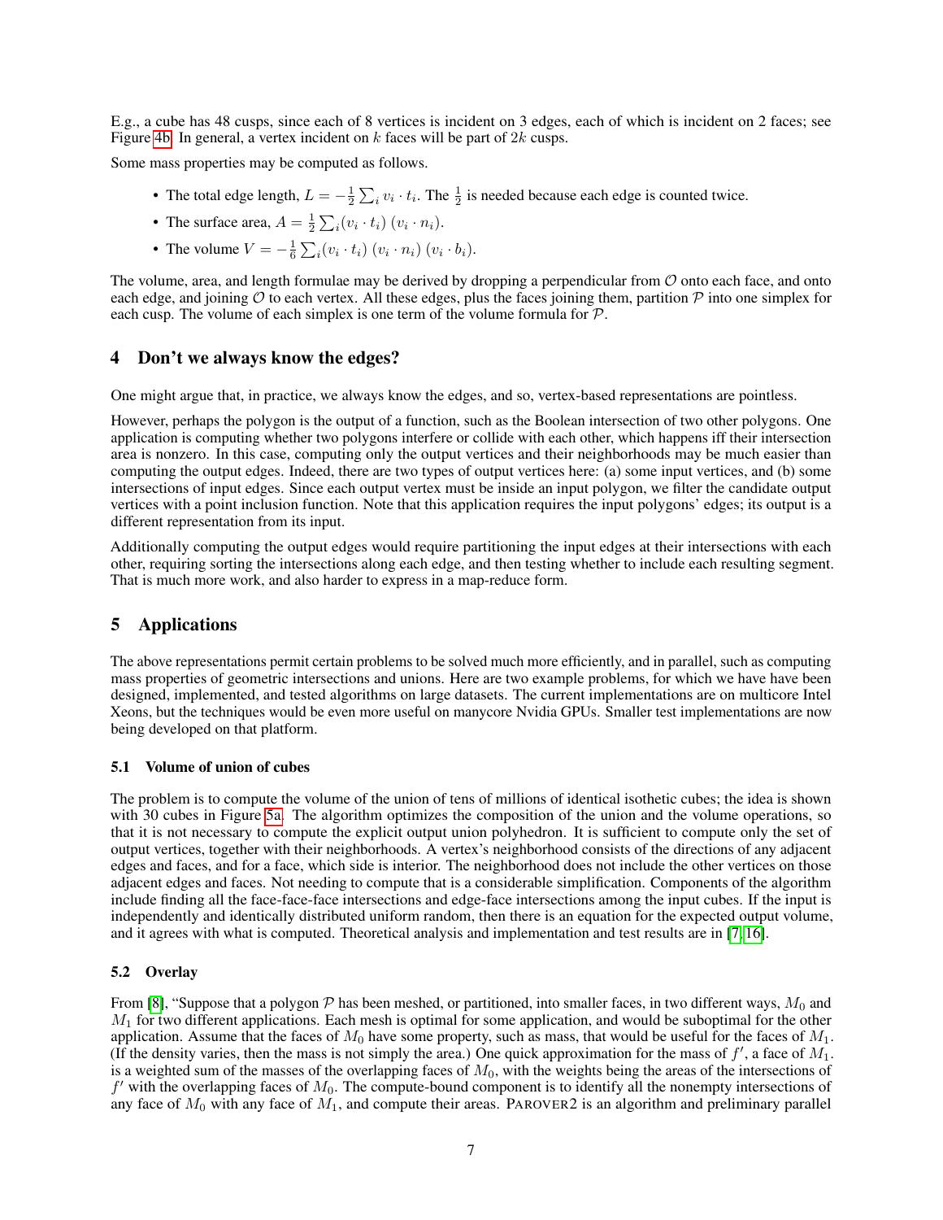E.g., a cube has 48 cusps, since each of 8 vertices is incident on 3 edges, each of which is incident on 2 faces; see Figure 4b. In general, a vertex incident on $k$ faces will be part of $2k$ cusps.

Some mass properties may be computed as follows.

- The total edge length, $L = -\frac{1}{2}\sum_i v_i \cdot t_i$. The $\frac{1}{2}$ is needed because each edge is counted twice.
- The surface area, $A = \frac{1}{2}\sum_i (v_i \cdot t_i)\ (v_i \cdot n_i)$.
- The volume $V = -\frac{1}{6}\sum_i (v_i \cdot t_i)\ (v_i \cdot n_i)\ (v_i \cdot b_i)$.

The volume, area, and length formulae may be derived by dropping a perpendicular from $\mathcal{O}$ onto each face, and onto each edge, and joining $\mathcal{O}$ to each vertex. All these edges, plus the faces joining them, partition $\mathcal{P}$ into one simplex for each cusp. The volume of each simplex is one term of the volume formula for $\mathcal{P}$.

## 4 Don't we always know the edges?

One might argue that, in practice, we always know the edges, and so, vertex-based representations are pointless.

However, perhaps the polygon is the output of a function, such as the Boolean intersection of two other polygons. One application is computing whether two polygons interfere or collide with each other, which happens iff their intersection area is nonzero. In this case, computing only the output vertices and their neighborhoods may be much easier than computing the output edges. Indeed, there are two types of output vertices here: (a) some input vertices, and (b) some intersections of input edges. Since each output vertex must be inside an input polygon, we filter the candidate output vertices with a point inclusion function. Note that this application requires the input polygons' edges; its output is a different representation from its input.

Additionally computing the output edges would require partitioning the input edges at their intersections with each other, requiring sorting the intersections along each edge, and then testing whether to include each resulting segment. That is much more work, and also harder to express in a map-reduce form.

## 5 Applications

The above representations permit certain problems to be solved much more efficiently, and in parallel, such as computing mass properties of geometric intersections and unions. Here are two example problems, for which we have have been designed, implemented, and tested algorithms on large datasets. The current implementations are on multicore Intel Xeons, but the techniques would be even more useful on manycore Nvidia GPUs. Smaller test implementations are now being developed on that platform.

### 5.1 Volume of union of cubes

The problem is to compute the volume of the union of tens of millions of identical isothetic cubes; the idea is shown with 30 cubes in Figure 5a. The algorithm optimizes the composition of the union and the volume operations, so that it is not necessary to compute the explicit output union polyhedron. It is sufficient to compute only the set of output vertices, together with their neighborhoods. A vertex's neighborhood consists of the directions of any adjacent edges and faces, and for a face, which side is interior. The neighborhood does not include the other vertices on those adjacent edges and faces. Not needing to compute that is a considerable simplification. Components of the algorithm include finding all the face-face-face intersections and edge-face intersections among the input cubes. If the input is independently and identically distributed uniform random, then there is an equation for the expected output volume, and it agrees with what is computed. Theoretical analysis and implementation and test results are in [7, 16].

### 5.2 Overlay

From [8], "Suppose that a polygon $\mathcal{P}$ has been meshed, or partitioned, into smaller faces, in two different ways, $M_0$ and $M_1$ for two different applications. Each mesh is optimal for some application, and would be suboptimal for the other application. Assume that the faces of $M_0$ have some property, such as mass, that would be useful for the faces of $M_1$. (If the density varies, then the mass is not simply the area.) One quick approximation for the mass of $f'$, a face of $M_1$. is a weighted sum of the masses of the overlapping faces of $M_0$, with the weights being the areas of the intersections of $f'$ with the overlapping faces of $M_0$. The compute-bound component is to identify all the nonempty intersections of any face of $M_0$ with any face of $M_1$, and compute their areas. PAROVER2 is an algorithm and preliminary parallel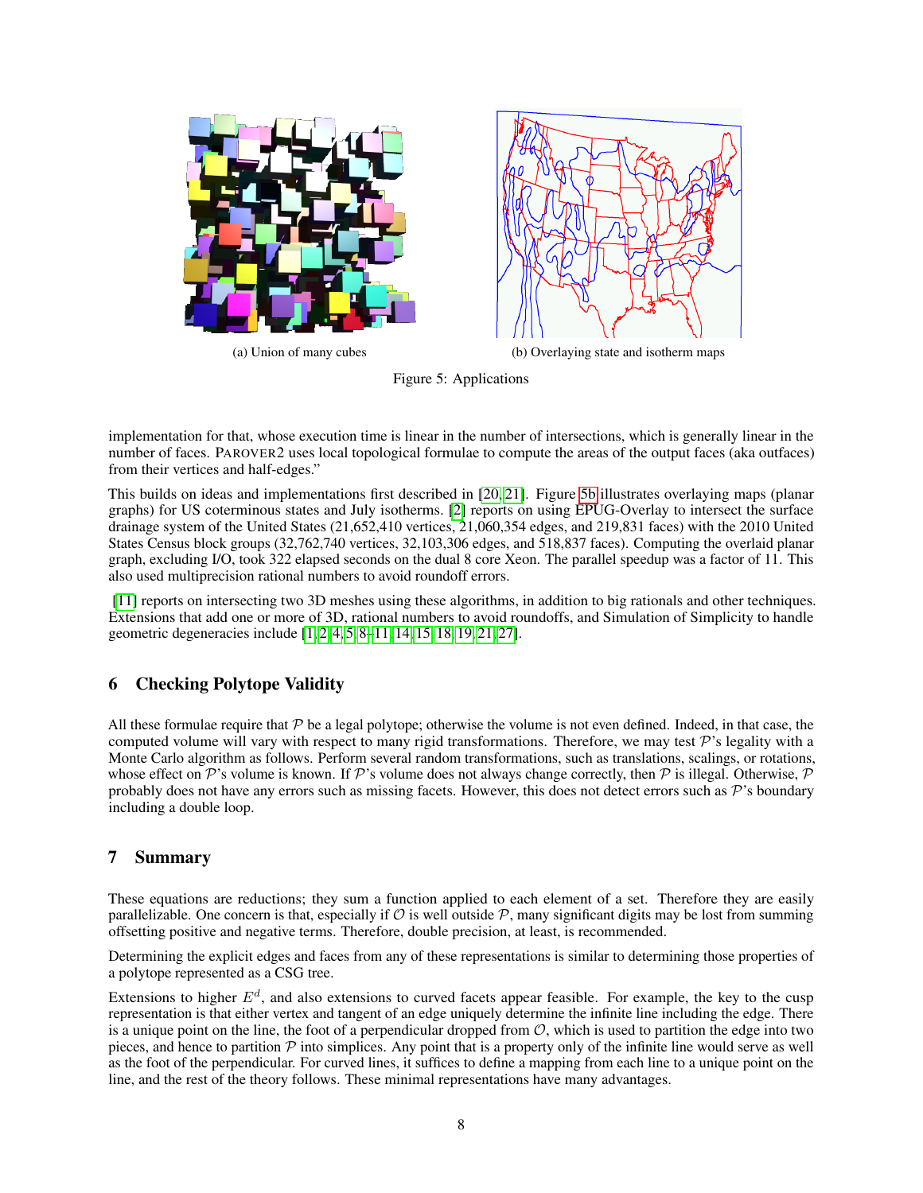(a) Union of many cubes

(b) Overlaying state and isotherm maps

Figure 5: Applications

implementation for that, whose execution time is linear in the number of intersections, which is generally linear in the number of faces. PAROVER2 uses local topological formulae to compute the areas of the output faces (aka outfaces) from their vertices and half-edges."

This builds on ideas and implementations first described in [20, 21]. Figure 5b illustrates overlaying maps (planar graphs) for US coterminous states and July isotherms. [2] reports on using EPUG-Overlay to intersect the surface drainage system of the United States (21,652,410 vertices, 21,060,354 edges, and 219,831 faces) with the 2010 United States Census block groups (32,762,740 vertices, 32,103,306 edges, and 518,837 faces). Computing the overlaid planar graph, excluding I/O, took 322 elapsed seconds on the dual 8 core Xeon. The parallel speedup was a factor of 11. This also used multiprecision rational numbers to avoid roundoff errors.

[11] reports on intersecting two 3D meshes using these algorithms, in addition to big rationals and other techniques. Extensions that add one or more of 3D, rational numbers to avoid roundoffs, and Simulation of Simplicity to handle geometric degeneracies include [1, 2, 4, 5, 8–11, 14, 15, 18, 19, 21, 27].

## 6 Checking Polytope Validity

All these formulae require that $\mathcal{P}$ be a legal polytope; otherwise the volume is not even defined. Indeed, in that case, the computed volume will vary with respect to many rigid transformations. Therefore, we may test $\mathcal{P}$'s legality with a Monte Carlo algorithm as follows. Perform several random transformations, such as translations, scalings, or rotations, whose effect on $\mathcal{P}$'s volume is known. If $\mathcal{P}$'s volume does not always change correctly, then $\mathcal{P}$ is illegal. Otherwise, $\mathcal{P}$ probably does not have any errors such as missing facets. However, this does not detect errors such as $\mathcal{P}$'s boundary including a double loop.

## 7 Summary

These equations are reductions; they sum a function applied to each element of a set. Therefore they are easily parallelizable. One concern is that, especially if $\mathcal{O}$ is well outside $\mathcal{P}$, many significant digits may be lost from summing offsetting positive and negative terms. Therefore, double precision, at least, is recommended.

Determining the explicit edges and faces from any of these representations is similar to determining those properties of a polytope represented as a CSG tree.

Extensions to higher $E^d$, and also extensions to curved facets appear feasible. For example, the key to the cusp representation is that either vertex and tangent of an edge uniquely determine the infinite line including the edge. There is a unique point on the line, the foot of a perpendicular dropped from $\mathcal{O}$, which is used to partition the edge into two pieces, and hence to partition $\mathcal{P}$ into simplices. Any point that is a property only of the infinite line would serve as well as the foot of the perpendicular. For curved lines, it suffices to define a mapping from each line to a unique point on the line, and the rest of the theory follows. These minimal representations have many advantages.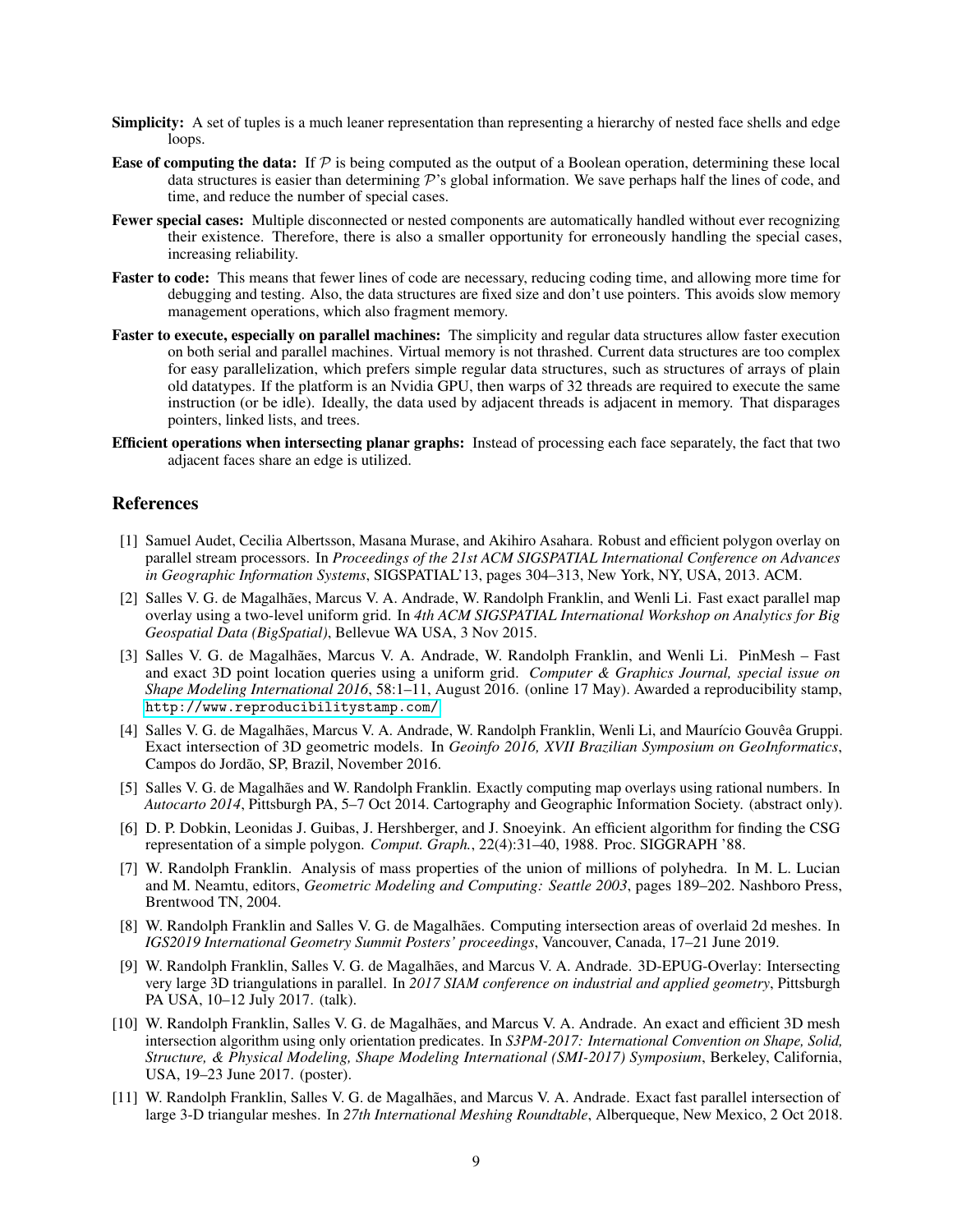**Simplicity:** A set of tuples is a much leaner representation than representing a hierarchy of nested face shells and edge loops.

**Ease of computing the data:** If $\mathcal{P}$ is being computed as the output of a Boolean operation, determining these local data structures is easier than determining $\mathcal{P}$'s global information. We save perhaps half the lines of code, and time, and reduce the number of special cases.

**Fewer special cases:** Multiple disconnected or nested components are automatically handled without ever recognizing their existence. Therefore, there is also a smaller opportunity for erroneously handling the special cases, increasing reliability.

**Faster to code:** This means that fewer lines of code are necessary, reducing coding time, and allowing more time for debugging and testing. Also, the data structures are fixed size and don't use pointers. This avoids slow memory management operations, which also fragment memory.

**Faster to execute, especially on parallel machines:** The simplicity and regular data structures allow faster execution on both serial and parallel machines. Virtual memory is not thrashed. Current data structures are too complex for easy parallelization, which prefers simple regular data structures, such as structures of arrays of plain old datatypes. If the platform is an Nvidia GPU, then warps of 32 threads are required to execute the same instruction (or be idle). Ideally, the data used by adjacent threads is adjacent in memory. That disparages pointers, linked lists, and trees.

**Efficient operations when intersecting planar graphs:** Instead of processing each face separately, the fact that two adjacent faces share an edge is utilized.

## References

[1] Samuel Audet, Cecilia Albertsson, Masana Murase, and Akihiro Asahara. Robust and efficient polygon overlay on parallel stream processors. In *Proceedings of the 21st ACM SIGSPATIAL International Conference on Advances in Geographic Information Systems*, SIGSPATIAL'13, pages 304–313, New York, NY, USA, 2013. ACM.

[2] Salles V. G. de Magalhães, Marcus V. A. Andrade, W. Randolph Franklin, and Wenli Li. Fast exact parallel map overlay using a two-level uniform grid. In *4th ACM SIGSPATIAL International Workshop on Analytics for Big Geospatial Data (BigSpatial)*, Bellevue WA USA, 3 Nov 2015.

[3] Salles V. G. de Magalhães, Marcus V. A. Andrade, W. Randolph Franklin, and Wenli Li. PinMesh – Fast and exact 3D point location queries using a uniform grid. *Computer & Graphics Journal, special issue on Shape Modeling International 2016*, 58:1–11, August 2016. (online 17 May). Awarded a reproducibility stamp, http://www.reproducibilitystamp.com/.

[4] Salles V. G. de Magalhães, Marcus V. A. Andrade, W. Randolph Franklin, Wenli Li, and Maurício Gouvêa Gruppi. Exact intersection of 3D geometric models. In *Geoinfo 2016, XVII Brazilian Symposium on GeoInformatics*, Campos do Jordão, SP, Brazil, November 2016.

[5] Salles V. G. de Magalhães and W. Randolph Franklin. Exactly computing map overlays using rational numbers. In *Autocarto 2014*, Pittsburgh PA, 5–7 Oct 2014. Cartography and Geographic Information Society. (abstract only).

[6] D. P. Dobkin, Leonidas J. Guibas, J. Hershberger, and J. Snoeyink. An efficient algorithm for finding the CSG representation of a simple polygon. *Comput. Graph.*, 22(4):31–40, 1988. Proc. SIGGRAPH '88.

[7] W. Randolph Franklin. Analysis of mass properties of the union of millions of polyhedra. In M. L. Lucian and M. Neamtu, editors, *Geometric Modeling and Computing: Seattle 2003*, pages 189–202. Nashboro Press, Brentwood TN, 2004.

[8] W. Randolph Franklin and Salles V. G. de Magalhães. Computing intersection areas of overlaid 2d meshes. In *IGS2019 International Geometry Summit Posters' proceedings*, Vancouver, Canada, 17–21 June 2019.

[9] W. Randolph Franklin, Salles V. G. de Magalhães, and Marcus V. A. Andrade. 3D-EPUG-Overlay: Intersecting very large 3D triangulations in parallel. In *2017 SIAM conference on industrial and applied geometry*, Pittsburgh PA USA, 10–12 July 2017. (talk).

[10] W. Randolph Franklin, Salles V. G. de Magalhães, and Marcus V. A. Andrade. An exact and efficient 3D mesh intersection algorithm using only orientation predicates. In *S3PM-2017: International Convention on Shape, Solid, Structure, & Physical Modeling, Shape Modeling International (SMI-2017) Symposium*, Berkeley, California, USA, 19–23 June 2017. (poster).

[11] W. Randolph Franklin, Salles V. G. de Magalhães, and Marcus V. A. Andrade. Exact fast parallel intersection of large 3-D triangular meshes. In *27th International Meshing Roundtable*, Alberqueque, New Mexico, 2 Oct 2018.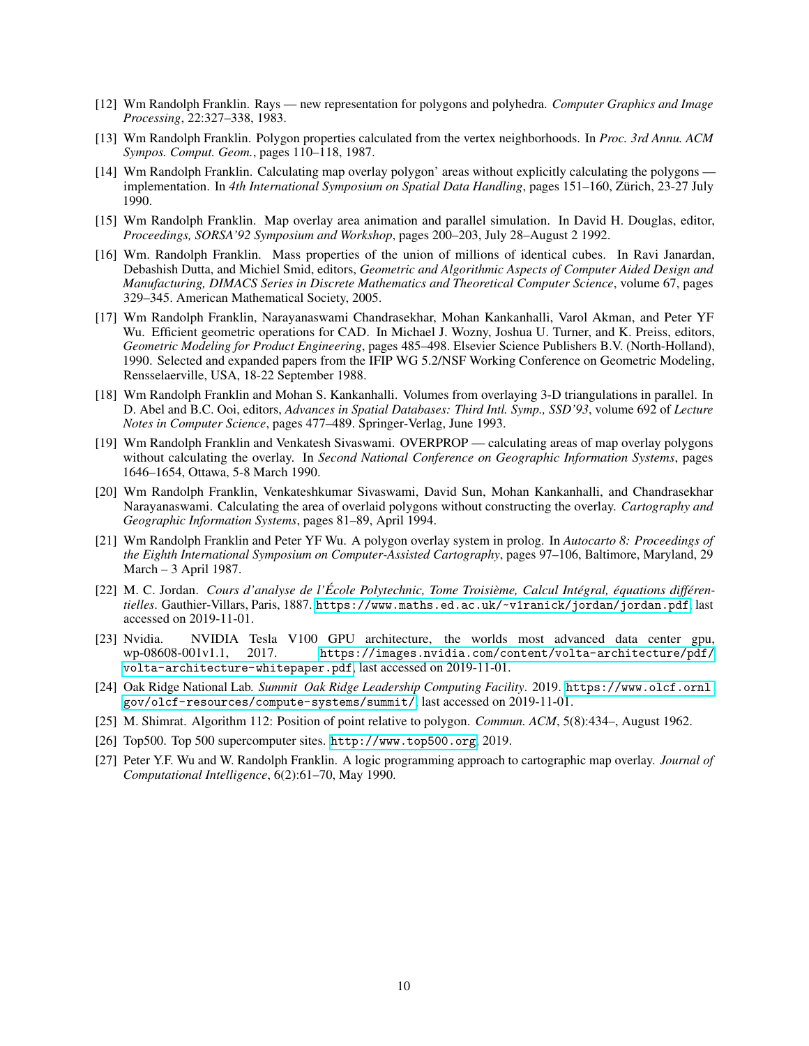[12] Wm Randolph Franklin. Rays — new representation for polygons and polyhedra. *Computer Graphics and Image Processing*, 22:327–338, 1983.

[13] Wm Randolph Franklin. Polygon properties calculated from the vertex neighborhoods. In *Proc. 3rd Annu. ACM Sympos. Comput. Geom.*, pages 110–118, 1987.

[14] Wm Randolph Franklin. Calculating map overlay polygon' areas without explicitly calculating the polygons — implementation. In *4th International Symposium on Spatial Data Handling*, pages 151–160, Zürich, 23-27 July 1990.

[15] Wm Randolph Franklin. Map overlay area animation and parallel simulation. In David H. Douglas, editor, *Proceedings, SORSA'92 Symposium and Workshop*, pages 200–203, July 28–August 2 1992.

[16] Wm. Randolph Franklin. Mass properties of the union of millions of identical cubes. In Ravi Janardan, Debashish Dutta, and Michiel Smid, editors, *Geometric and Algorithmic Aspects of Computer Aided Design and Manufacturing, DIMACS Series in Discrete Mathematics and Theoretical Computer Science*, volume 67, pages 329–345. American Mathematical Society, 2005.

[17] Wm Randolph Franklin, Narayanaswami Chandrasekhar, Mohan Kankanhalli, Varol Akman, and Peter YF Wu. Efficient geometric operations for CAD. In Michael J. Wozny, Joshua U. Turner, and K. Preiss, editors, *Geometric Modeling for Product Engineering*, pages 485–498. Elsevier Science Publishers B.V. (North-Holland), 1990. Selected and expanded papers from the IFIP WG 5.2/NSF Working Conference on Geometric Modeling, Rensselaerville, USA, 18-22 September 1988.

[18] Wm Randolph Franklin and Mohan S. Kankanhalli. Volumes from overlaying 3-D triangulations in parallel. In D. Abel and B.C. Ooi, editors, *Advances in Spatial Databases: Third Intl. Symp., SSD'93*, volume 692 of *Lecture Notes in Computer Science*, pages 477–489. Springer-Verlag, June 1993.

[19] Wm Randolph Franklin and Venkatesh Sivaswami. OVERPROP — calculating areas of map overlay polygons without calculating the overlay. In *Second National Conference on Geographic Information Systems*, pages 1646–1654, Ottawa, 5-8 March 1990.

[20] Wm Randolph Franklin, Venkateshkumar Sivaswami, David Sun, Mohan Kankanhalli, and Chandrasekhar Narayanaswami. Calculating the area of overlaid polygons without constructing the overlay. *Cartography and Geographic Information Systems*, pages 81–89, April 1994.

[21] Wm Randolph Franklin and Peter YF Wu. A polygon overlay system in prolog. In *Autocarto 8: Proceedings of the Eighth International Symposium on Computer-Assisted Cartography*, pages 97–106, Baltimore, Maryland, 29 March – 3 April 1987.

[22] M. C. Jordan. *Cours d'analyse de l'École Polytechnic, Tome Troisième, Calcul Intégral, équations différentielles*. Gauthier-Villars, Paris, 1887. https://www.maths.ed.ac.uk/~v1ranick/jordan/jordan.pdf, last accessed on 2019-11-01.

[23] Nvidia. NVIDIA Tesla V100 GPU architecture, the worlds most advanced data center gpu, wp-08608-001v1.1, 2017. https://images.nvidia.com/content/volta-architecture/pdf/volta-architecture-whitepaper.pdf, last accessed on 2019-11-01.

[24] Oak Ridge National Lab. *Summit Oak Ridge Leadership Computing Facility*. 2019. https://www.olcf.ornl.gov/olcf-resources/compute-systems/summit/, last accessed on 2019-11-01.

[25] M. Shimrat. Algorithm 112: Position of point relative to polygon. *Commun. ACM*, 5(8):434–, August 1962.

[26] Top500. Top 500 supercomputer sites. http://www.top500.org, 2019.

[27] Peter Y.F. Wu and W. Randolph Franklin. A logic programming approach to cartographic map overlay. *Journal of Computational Intelligence*, 6(2):61–70, May 1990.